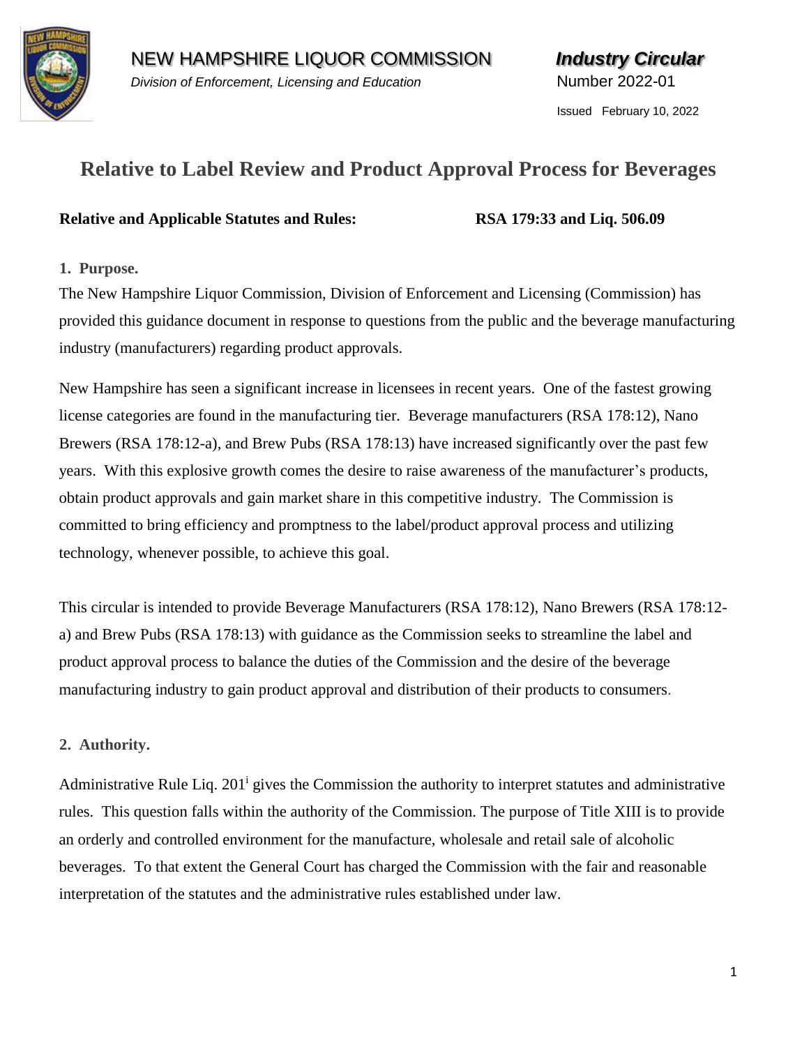NEW HAMPSHIRE LIQUOR COMMISSION

*Division of Enforcement, Licensing and Education*

***Industry Circular***

Number 2022-01

Issued February 10, 2022

# Relative to Label Review and Product Approval Process for Beverages

**Relative and Applicable Statutes and Rules: RSA 179:33 and Liq. 506.09**

## 1. Purpose.

The New Hampshire Liquor Commission, Division of Enforcement and Licensing (Commission) has provided this guidance document in response to questions from the public and the beverage manufacturing industry (manufacturers) regarding product approvals.

New Hampshire has seen a significant increase in licensees in recent years. One of the fastest growing license categories are found in the manufacturing tier. Beverage manufacturers (RSA 178:12), Nano Brewers (RSA 178:12-a), and Brew Pubs (RSA 178:13) have increased significantly over the past few years. With this explosive growth comes the desire to raise awareness of the manufacturer's products, obtain product approvals and gain market share in this competitive industry. The Commission is committed to bring efficiency and promptness to the label/product approval process and utilizing technology, whenever possible, to achieve this goal.

This circular is intended to provide Beverage Manufacturers (RSA 178:12), Nano Brewers (RSA 178:12-a) and Brew Pubs (RSA 178:13) with guidance as the Commission seeks to streamline the label and product approval process to balance the duties of the Commission and the desire of the beverage manufacturing industry to gain product approval and distribution of their products to consumers.

## 2. Authority.

Administrative Rule Liq. 201[i] gives the Commission the authority to interpret statutes and administrative rules. This question falls within the authority of the Commission. The purpose of Title XIII is to provide an orderly and controlled environment for the manufacture, wholesale and retail sale of alcoholic beverages. To that extent the General Court has charged the Commission with the fair and reasonable interpretation of the statutes and the administrative rules established under law.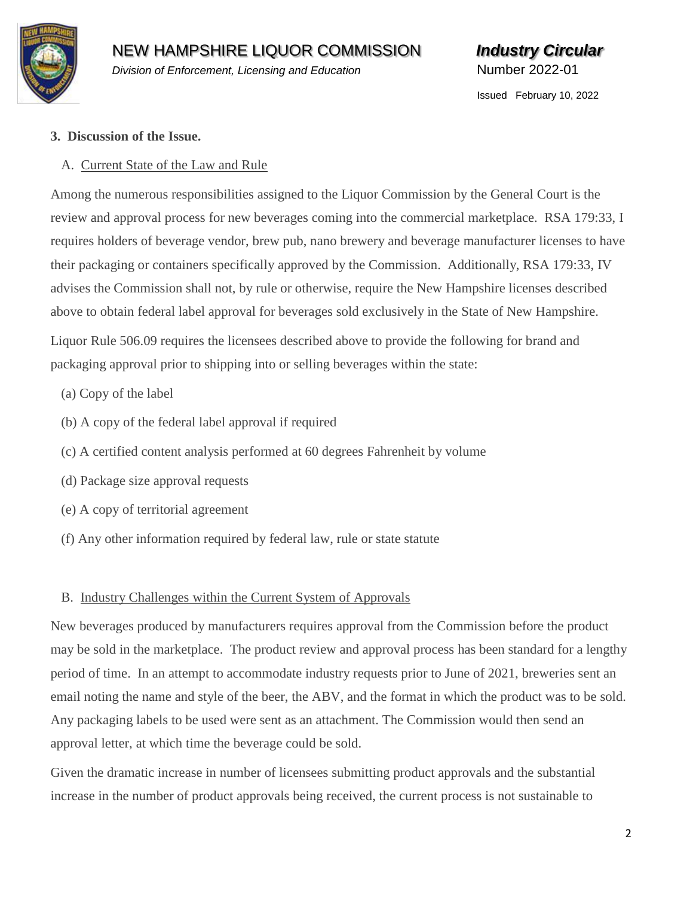### 3. Discussion of the Issue.

A. Current State of the Law and Rule

Among the numerous responsibilities assigned to the Liquor Commission by the General Court is the review and approval process for new beverages coming into the commercial marketplace. RSA 179:33, I requires holders of beverage vendor, brew pub, nano brewery and beverage manufacturer licenses to have their packaging or containers specifically approved by the Commission. Additionally, RSA 179:33, IV advises the Commission shall not, by rule or otherwise, require the New Hampshire licenses described above to obtain federal label approval for beverages sold exclusively in the State of New Hampshire.

Liquor Rule 506.09 requires the licensees described above to provide the following for brand and packaging approval prior to shipping into or selling beverages within the state:

(a) Copy of the label

(b) A copy of the federal label approval if required

(c) A certified content analysis performed at 60 degrees Fahrenheit by volume

(d) Package size approval requests

(e) A copy of territorial agreement

(f) Any other information required by federal law, rule or state statute

B. Industry Challenges within the Current System of Approvals

New beverages produced by manufacturers requires approval from the Commission before the product may be sold in the marketplace. The product review and approval process has been standard for a lengthy period of time. In an attempt to accommodate industry requests prior to June of 2021, breweries sent an email noting the name and style of the beer, the ABV, and the format in which the product was to be sold. Any packaging labels to be used were sent as an attachment. The Commission would then send an approval letter, at which time the beverage could be sold.

Given the dramatic increase in number of licensees submitting product approvals and the substantial increase in the number of product approvals being received, the current process is not sustainable to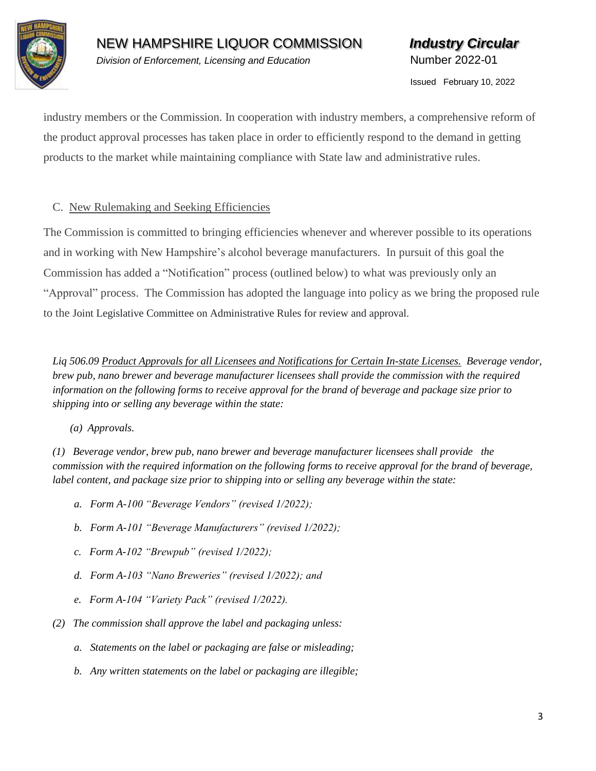industry members or the Commission. In cooperation with industry members, a comprehensive reform of the product approval processes has taken place in order to efficiently respond to the demand in getting products to the market while maintaining compliance with State law and administrative rules.

C. <u>New Rulemaking and Seeking Efficiencies</u>

The Commission is committed to bringing efficiencies whenever and wherever possible to its operations and in working with New Hampshire's alcohol beverage manufacturers. In pursuit of this goal the Commission has added a "Notification" process (outlined below) to what was previously only an "Approval" process. The Commission has adopted the language into policy as we bring the proposed rule to the Joint Legislative Committee on Administrative Rules for review and approval.

*Liq 506.09 <u>Product Approvals for all Licensees and Notifications for Certain In-state Licenses.</u> Beverage vendor, brew pub, nano brewer and beverage manufacturer licensees shall provide the commission with the required information on the following forms to receive approval for the brand of beverage and package size prior to shipping into or selling any beverage within the state:*

*(a) Approvals.*

*(1) Beverage vendor, brew pub, nano brewer and beverage manufacturer licensees shall provide the commission with the required information on the following forms to receive approval for the brand of beverage, label content, and package size prior to shipping into or selling any beverage within the state:*

- *a. Form A-100 "Beverage Vendors" (revised 1/2022);*
- *b. Form A-101 "Beverage Manufacturers" (revised 1/2022);*
- *c. Form A-102 "Brewpub" (revised 1/2022);*
- *d. Form A-103 "Nano Breweries" (revised 1/2022); and*
- *e. Form A-104 "Variety Pack" (revised 1/2022).*

*(2) The commission shall approve the label and packaging unless:*

- *a. Statements on the label or packaging are false or misleading;*
- *b. Any written statements on the label or packaging are illegible;*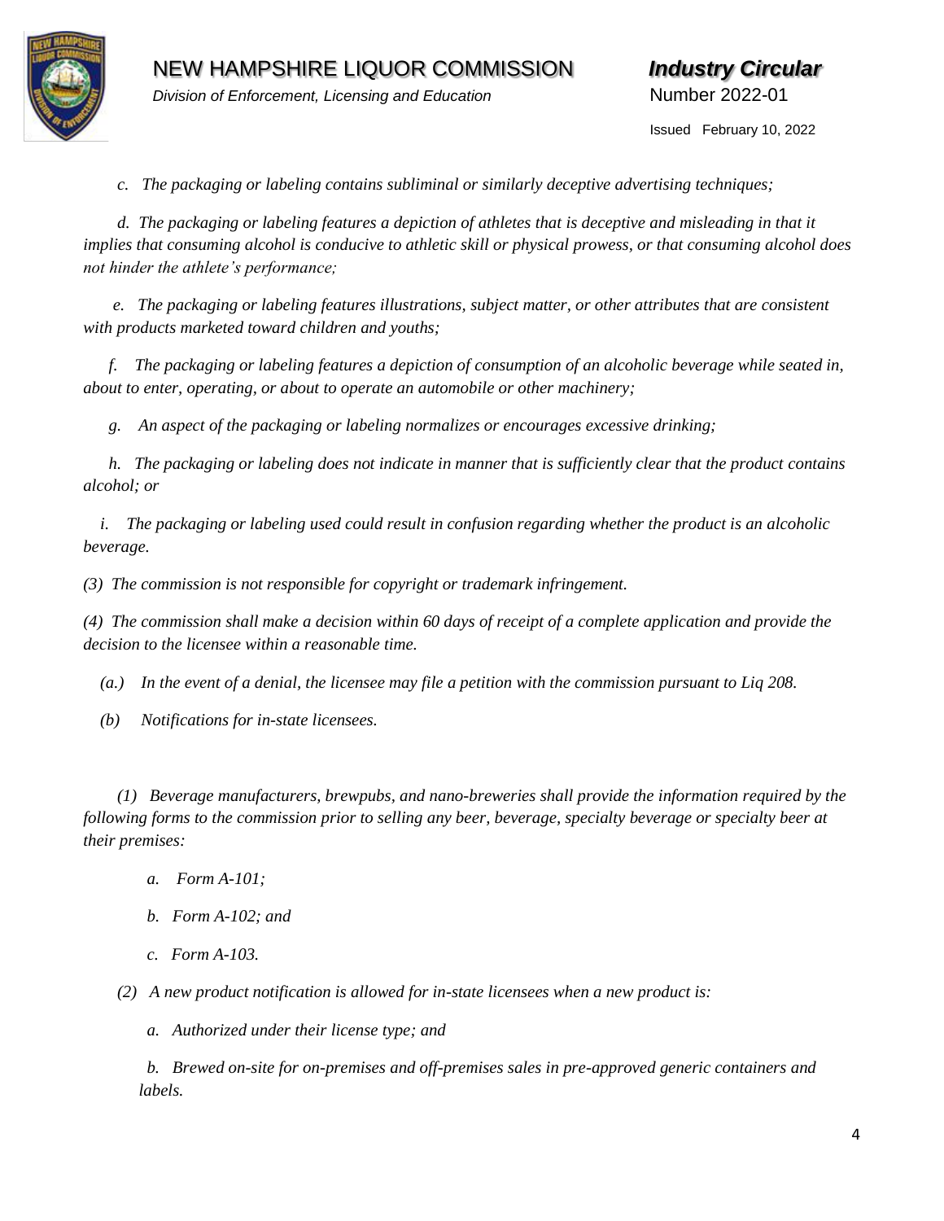*c. The packaging or labeling contains subliminal or similarly deceptive advertising techniques;*

*d. The packaging or labeling features a depiction of athletes that is deceptive and misleading in that it implies that consuming alcohol is conducive to athletic skill or physical prowess, or that consuming alcohol does not hinder the athlete's performance;*

*e. The packaging or labeling features illustrations, subject matter, or other attributes that are consistent with products marketed toward children and youths;*

*f. The packaging or labeling features a depiction of consumption of an alcoholic beverage while seated in, about to enter, operating, or about to operate an automobile or other machinery;*

*g. An aspect of the packaging or labeling normalizes or encourages excessive drinking;*

*h. The packaging or labeling does not indicate in manner that is sufficiently clear that the product contains alcohol; or*

*i. The packaging or labeling used could result in confusion regarding whether the product is an alcoholic beverage.*

*(3) The commission is not responsible for copyright or trademark infringement.*

*(4) The commission shall make a decision within 60 days of receipt of a complete application and provide the decision to the licensee within a reasonable time.*

*(a.) In the event of a denial, the licensee may file a petition with the commission pursuant to Liq 208.*

*(b) Notifications for in-state licensees.*

*(1) Beverage manufacturers, brewpubs, and nano-breweries shall provide the information required by the following forms to the commission prior to selling any beer, beverage, specialty beverage or specialty beer at their premises:*

*a. Form A-101;*

*b. Form A-102; and*

*c. Form A-103.*

*(2) A new product notification is allowed for in-state licensees when a new product is:*

*a. Authorized under their license type; and*

*b. Brewed on-site for on-premises and off-premises sales in pre-approved generic containers and labels.*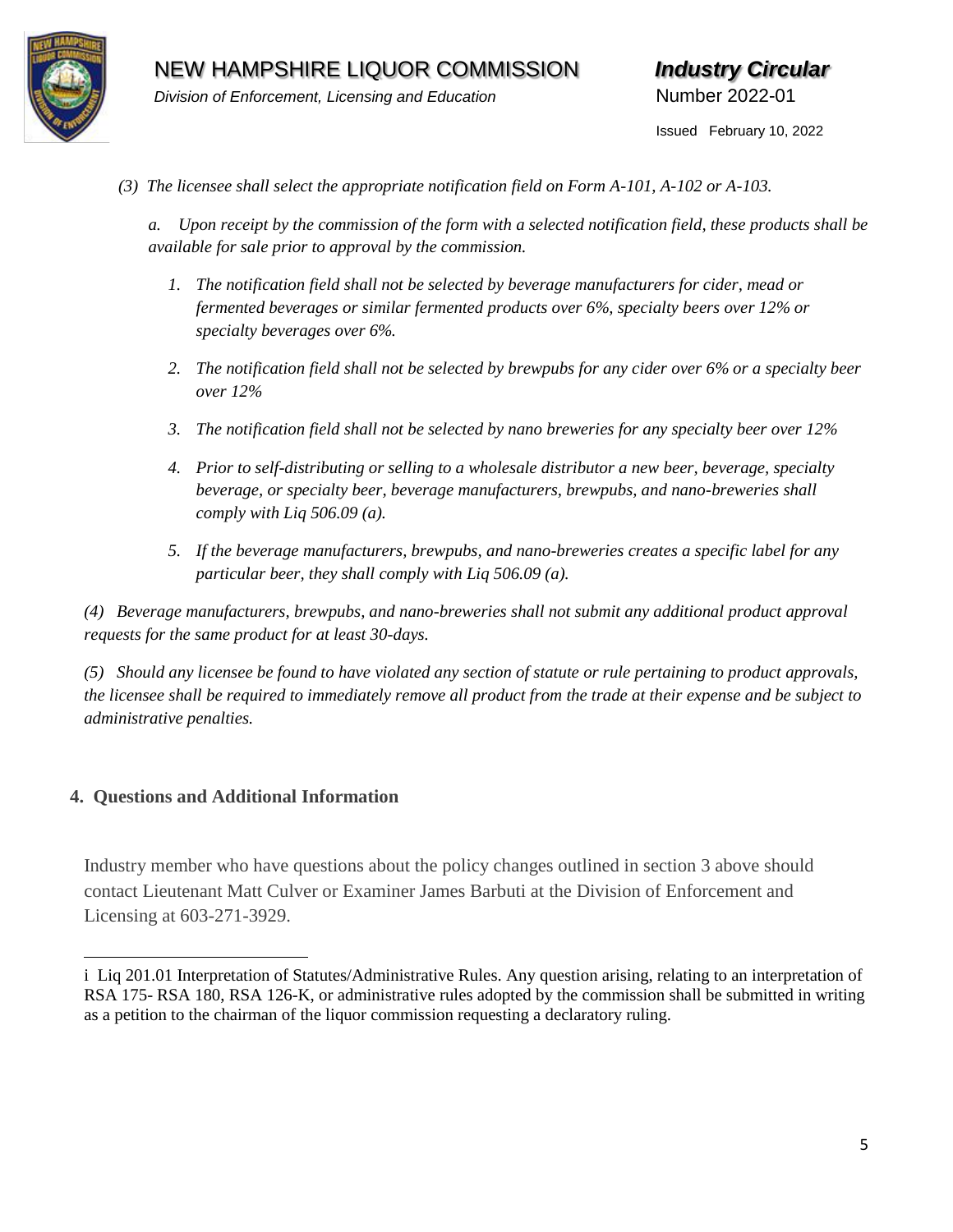*(3) The licensee shall select the appropriate notification field on Form A-101, A-102 or A-103.*

*a. Upon receipt by the commission of the form with a selected notification field, these products shall be available for sale prior to approval by the commission.*

1. *The notification field shall not be selected by beverage manufacturers for cider, mead or fermented beverages or similar fermented products over 6%, specialty beers over 12% or specialty beverages over 6%.*
2. *The notification field shall not be selected by brewpubs for any cider over 6% or a specialty beer over 12%*
3. *The notification field shall not be selected by nano breweries for any specialty beer over 12%*
4. *Prior to self-distributing or selling to a wholesale distributor a new beer, beverage, specialty beverage, or specialty beer, beverage manufacturers, brewpubs, and nano-breweries shall comply with Liq 506.09 (a).*
5. *If the beverage manufacturers, brewpubs, and nano-breweries creates a specific label for any particular beer, they shall comply with Liq 506.09 (a).*

*(4) Beverage manufacturers, brewpubs, and nano-breweries shall not submit any additional product approval requests for the same product for at least 30-days.*

*(5) Should any licensee be found to have violated any section of statute or rule pertaining to product approvals, the licensee shall be required to immediately remove all product from the trade at their expense and be subject to administrative penalties.*

## 4. Questions and Additional Information

Industry member who have questions about the policy changes outlined in section 3 above should contact Lieutenant Matt Culver or Examiner James Barbuti at the Division of Enforcement and Licensing at 603-271-3929.

---

i Liq 201.01 Interpretation of Statutes/Administrative Rules. Any question arising, relating to an interpretation of RSA 175- RSA 180, RSA 126-K, or administrative rules adopted by the commission shall be submitted in writing as a petition to the chairman of the liquor commission requesting a declaratory ruling.